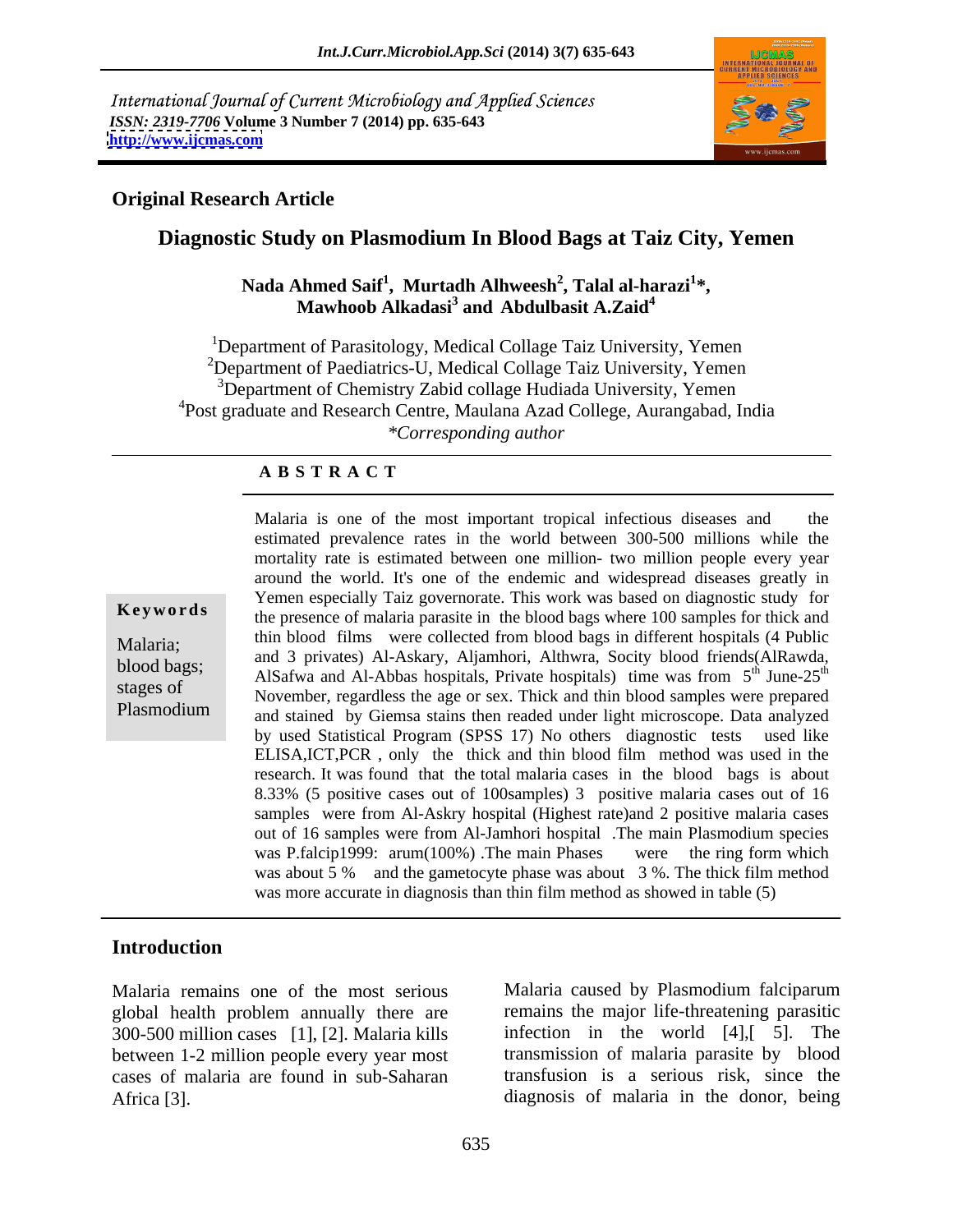International Journal of Current Microbiology and Applied Sciences
*ISSN: 2319-7706* **Volume 3 Number 7 (2014) pp. 635-643**
**http://www.ijcmas.com**

**Original Research Article**

# Diagnostic Study on Plasmodium In Blood Bags at Taiz City, Yemen

**Nada Ahmed Saif[1], Murtadh Alhweesh[2], Talal al-harazi[1]\*, Mawhoob Alkadasi[3] and Abdulbasit A.Zaid[4]**

[1]Department of Parasitology, Medical Collage Taiz University, Yemen
[2]Department of Paediatrics-U, Medical Collage Taiz University, Yemen
[3]Department of Chemistry Zabid collage Hudiada University, Yemen
[4]Post graduate and Research Centre, Maulana Azad College, Aurangabad, India
*\*Corresponding author*

## A B S T R A C T

**Keywords**

Malaria; blood bags; stages of Plasmodium

Malaria is one of the most important tropical infectious diseases and the estimated prevalence rates in the world between 300-500 millions while the mortality rate is estimated between one million- two million people every year around the world. It's one of the endemic and widespread diseases greatly in Yemen especially Taiz governorate. This work was based on diagnostic study for the presence of malaria parasite in the blood bags where 100 samples for thick and thin blood films were collected from blood bags in different hospitals (4 Public and 3 privates) Al-Askary, Aljamhori, Althwra, Socity blood friends(AlRawda, AlSafwa and Al-Abbas hospitals, Private hospitals) time was from 5th June-25th November, regardless the age or sex. Thick and thin blood samples were prepared and stained by Giemsa stains then readed under light microscope. Data analyzed by used Statistical Program (SPSS 17) No others diagnostic tests used like ELISA,ICT,PCR , only the thick and thin blood film method was used in the research. It was found that the total malaria cases in the blood bags is about 8.33% (5 positive cases out of 100samples) 3 positive malaria cases out of 16 samples were from Al-Askry hospital (Highest rate)and 2 positive malaria cases out of 16 samples were from Al-Jamhori hospital .The main Plasmodium species was P.falcip1999: arum(100%) .The main Phases were the ring form which was about 5 % and the gametocyte phase was about 3 %. The thick film method was more accurate in diagnosis than thin film method as showed in table (5)

## Introduction

Malaria remains one of the most serious global health problem annually there are 300-500 million cases [1], [2]. Malaria kills between 1-2 million people every year most cases of malaria are found in sub-Saharan Africa [3].

Malaria caused by Plasmodium falciparum remains the major life-threatening parasitic infection in the world [4],[ 5]. The transmission of malaria parasite by blood transfusion is a serious risk, since the diagnosis of malaria in the donor, being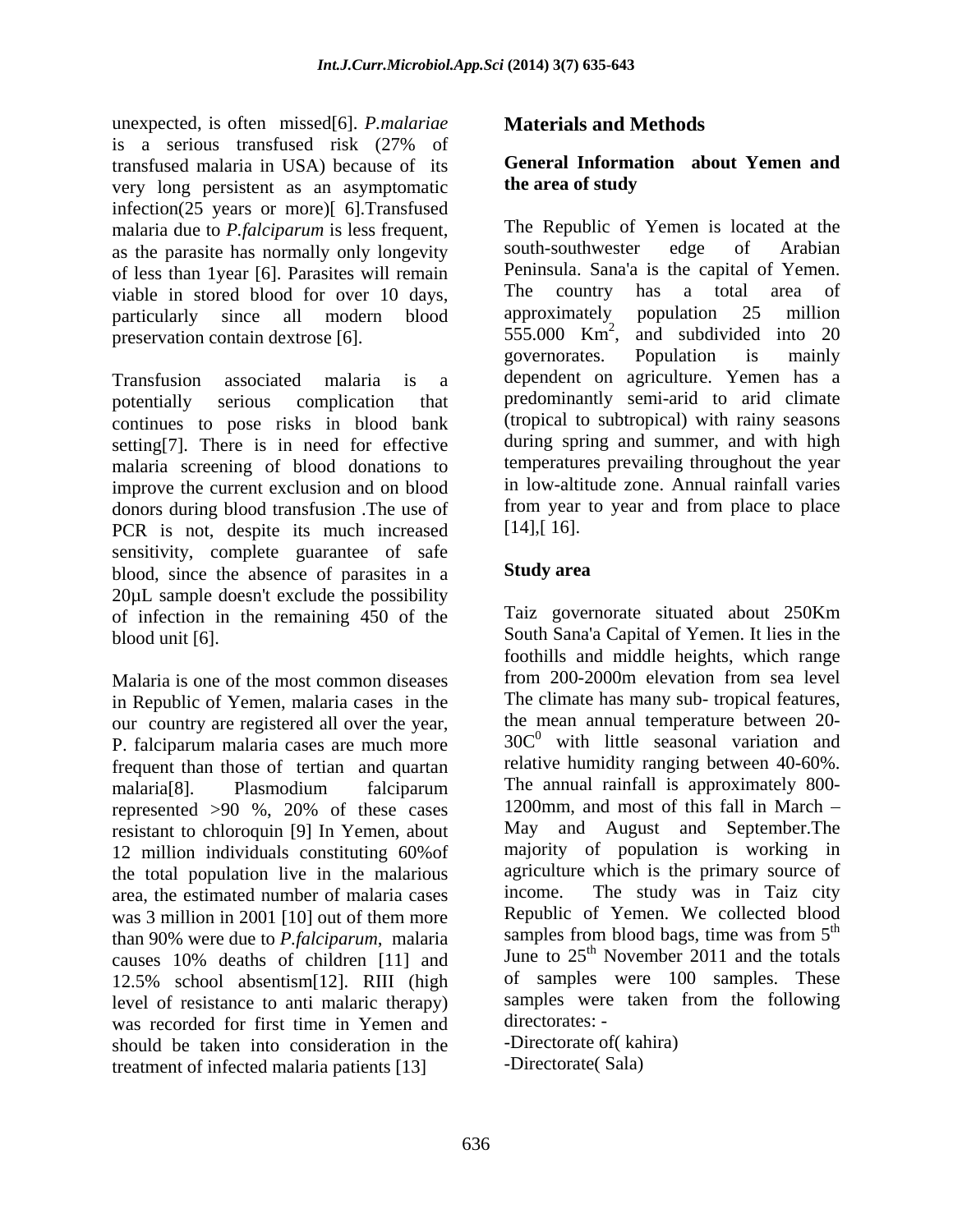unexpected, is often missed[6]. *P.malariae* is a serious transfused risk (27% of transfused malaria in USA) because of its very long persistent as an asymptomatic infection(25 years or more)[ 6].Transfused malaria due to *P.falciparum* is less frequent, as the parasite has normally only longevity of less than 1year [6]. Parasites will remain viable in stored blood for over 10 days, particularly since all modern blood preservation contain dextrose [6].

Transfusion associated malaria is a potentially serious complication that continues to pose risks in blood bank setting[7]. There is in need for effective malaria screening of blood donations to improve the current exclusion and on blood donors during blood transfusion .The use of PCR is not, despite its much increased sensitivity, complete guarantee of safe blood, since the absence of parasites in a 20µL sample doesn't exclude the possibility of infection in the remaining 450 of the blood unit [6].

Malaria is one of the most common diseases in Republic of Yemen, malaria cases in the our country are registered all over the year, P. falciparum malaria cases are much more frequent than those of tertian and quartan malaria[8]. Plasmodium falciparum represented >90 %, 20% of these cases resistant to chloroquin [9] In Yemen, about 12 million individuals constituting 60%of the total population live in the malarious area, the estimated number of malaria cases was 3 million in 2001 [10] out of them more than 90% were due to *P.falciparum*, malaria causes 10% deaths of children [11] and 12.5% school absentism[12]. RIII (high level of resistance to anti malaric therapy) was recorded for first time in Yemen and should be taken into consideration in the treatment of infected malaria patients [13]

## Materials and Methods

### General Information about Yemen and the area of study

The Republic of Yemen is located at the south-southwester edge of Arabian Peninsula. Sana'a is the capital of Yemen. The country has a total area of approximately population 25 million 555.000 $Km^2$, and subdivided into 20 governorates. Population is mainly dependent on agriculture. Yemen has a predominantly semi-arid to arid climate (tropical to subtropical) with rainy seasons during spring and summer, and with high temperatures prevailing throughout the year in low-altitude zone. Annual rainfall varies from year to year and from place to place [14],[ 16].

### Study area

Taiz governorate situated about 250Km South Sana'a Capital of Yemen. It lies in the foothills and middle heights, which range from 200-2000m elevation from sea level The climate has many sub- tropical features, the mean annual temperature between 20-30$C^0$ with little seasonal variation and relative humidity ranging between 40-60%. The annual rainfall is approximately 800-1200mm, and most of this fall in March – May and August and September.The majority of population is working in agriculture which is the primary source of income. The study was in Taiz city Republic of Yemen. We collected blood samples from blood bags, time was from 5$^{th}$ June to 25$^{th}$ November 2011 and the totals of samples were 100 samples. These samples were taken from the following directorates: -

-Directorate of( kahira)

-Directorate( Sala)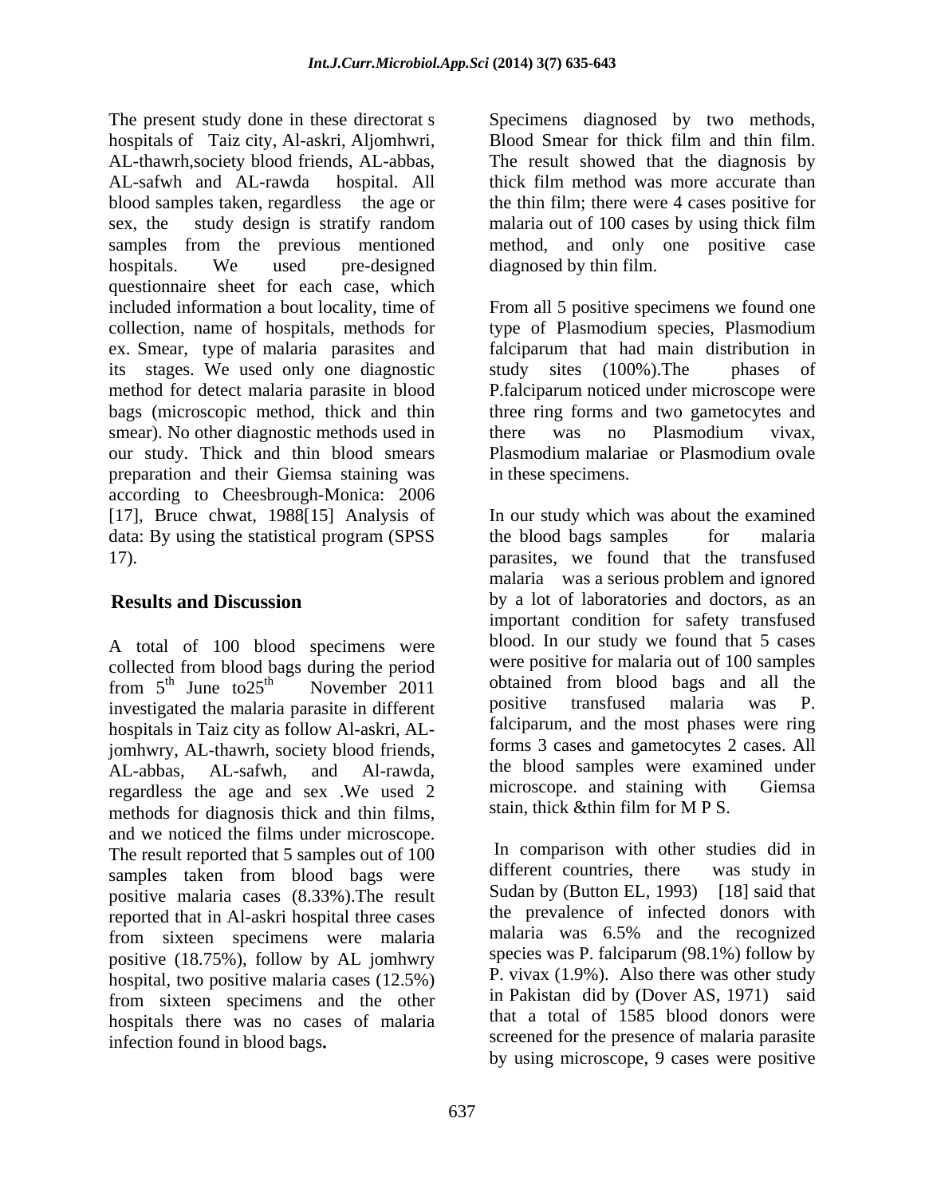The present study done in these directorat s hospitals of Taiz city, Al-askri, Aljomhwri, AL-thawrh,society blood friends, AL-abbas, AL-safwh and AL-rawda hospital. All blood samples taken, regardless the age or sex, the study design is stratify random samples from the previous mentioned hospitals. We used pre-designed questionnaire sheet for each case, which included information a bout locality, time of collection, name of hospitals, methods for ex. Smear, type of malaria parasites and its stages. We used only one diagnostic method for detect malaria parasite in blood bags (microscopic method, thick and thin smear). No other diagnostic methods used in our study. Thick and thin blood smears preparation and their Giemsa staining was according to Cheesbrough-Monica: 2006 [17], Bruce chwat, 1988[15] Analysis of data: By using the statistical program (SPSS 17).

## Results and Discussion

A total of 100 blood specimens were collected from blood bags during the period from 5th June to25th November 2011 investigated the malaria parasite in different hospitals in Taiz city as follow Al-askri, AL-jomhwry, AL-thawrh, society blood friends, AL-abbas, AL-safwh, and Al-rawda, regardless the age and sex .We used 2 methods for diagnosis thick and thin films, and we noticed the films under microscope. The result reported that 5 samples out of 100 samples taken from blood bags were positive malaria cases (8.33%).The result reported that in Al-askri hospital three cases from sixteen specimens were malaria positive (18.75%), follow by AL jomhwry hospital, two positive malaria cases (12.5%) from sixteen specimens and the other hospitals there was no cases of malaria infection found in blood bags**.**

Specimens diagnosed by two methods, Blood Smear for thick film and thin film. The result showed that the diagnosis by thick film method was more accurate than the thin film; there were 4 cases positive for malaria out of 100 cases by using thick film method, and only one positive case diagnosed by thin film.

From all 5 positive specimens we found one type of Plasmodium species, Plasmodium falciparum that had main distribution in study sites (100%).The phases of P.falciparum noticed under microscope were three ring forms and two gametocytes and there was no Plasmodium vivax, Plasmodium malariae or Plasmodium ovale in these specimens.

In our study which was about the examined the blood bags samples for malaria parasites, we found that the transfused malaria was a serious problem and ignored by a lot of laboratories and doctors, as an important condition for safety transfused blood. In our study we found that 5 cases were positive for malaria out of 100 samples obtained from blood bags and all the positive transfused malaria was P. falciparum, and the most phases were ring forms 3 cases and gametocytes 2 cases. All the blood samples were examined under microscope. and staining with Giemsa stain, thick &thin film for M P S.

In comparison with other studies did in different countries, there was study in Sudan by (Button EL, 1993) [18] said that the prevalence of infected donors with malaria was 6.5% and the recognized species was P. falciparum (98.1%) follow by P. vivax (1.9%). Also there was other study in Pakistan did by (Dover AS, 1971) said that a total of 1585 blood donors were screened for the presence of malaria parasite by using microscope, 9 cases were positive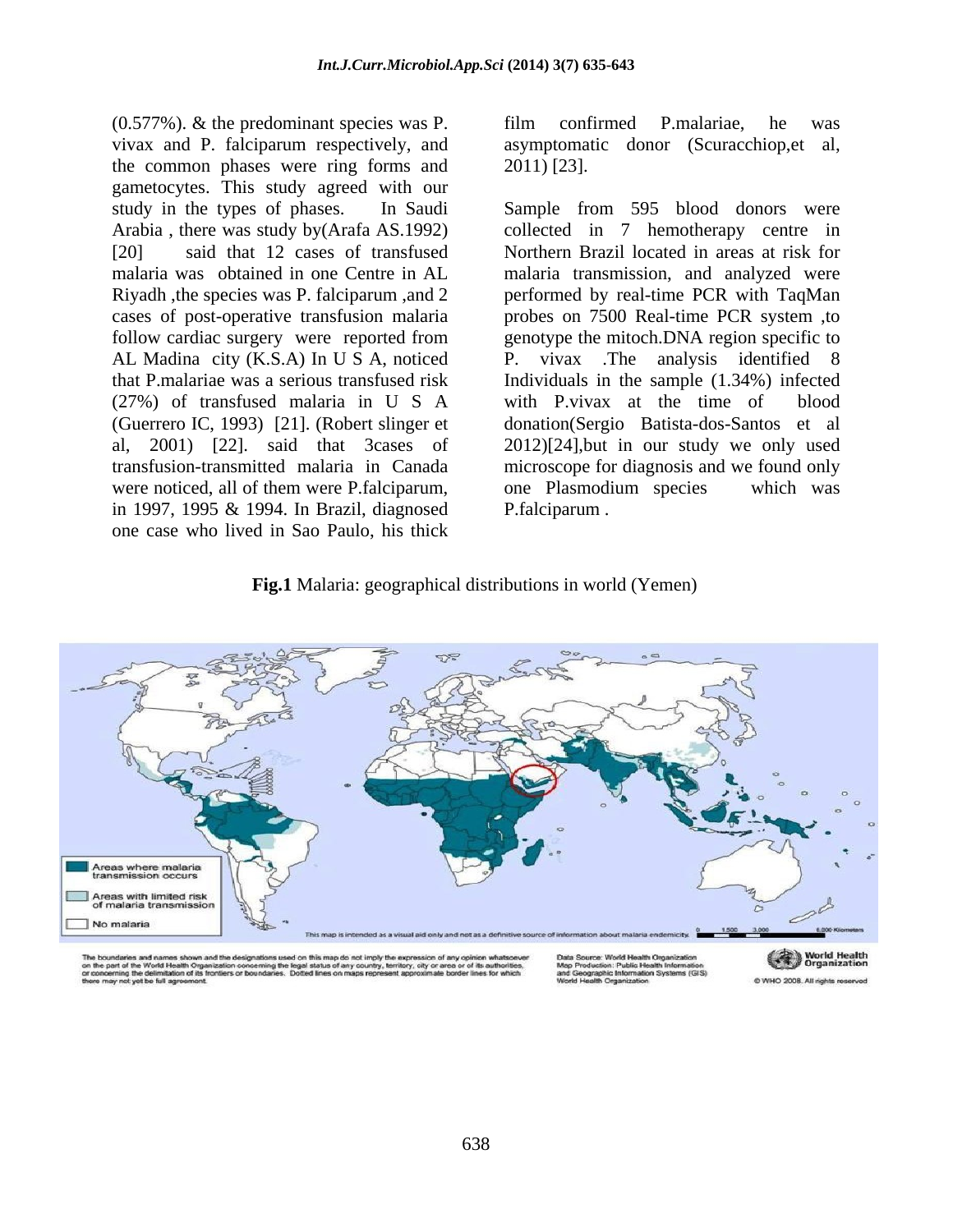(0.577%). & the predominant species was P. vivax and P. falciparum respectively, and the common phases were ring forms and gametocytes. This study agreed with our study in the types of phases. In Saudi Arabia , there was study by(Arafa AS.1992) [20] said that 12 cases of transfused malaria was obtained in one Centre in AL Riyadh ,the species was P. falciparum ,and 2 cases of post-operative transfusion malaria follow cardiac surgery were reported from AL Madina city (K.S.A) In U S A, noticed that P.malariae was a serious transfused risk (27%) of transfused malaria in U S A (Guerrero IC, 1993) [21]. (Robert slinger et al, 2001) [22]. said that 3cases of transfusion-transmitted malaria in Canada were noticed, all of them were P.falciparum, in 1997, 1995 & 1994. In Brazil, diagnosed one case who lived in Sao Paulo, his thick film confirmed P.malariae, he was asymptomatic donor (Scuracchiop,et al, 2011) [23].

Sample from 595 blood donors were collected in 7 hemotherapy centre in Northern Brazil located in areas at risk for malaria transmission, and analyzed were performed by real-time PCR with TaqMan probes on 7500 Real-time PCR system ,to genotype the mitoch.DNA region specific to P. vivax .The analysis identified 8 Individuals in the sample (1.34%) infected with P.vivax at the time of blood donation(Sergio Batista-dos-Santos et al 2012)[24],but in our study we only used microscope for diagnosis and we found only one Plasmodium species which was P.falciparum .

**Fig.1** Malaria: geographical distributions in world (Yemen)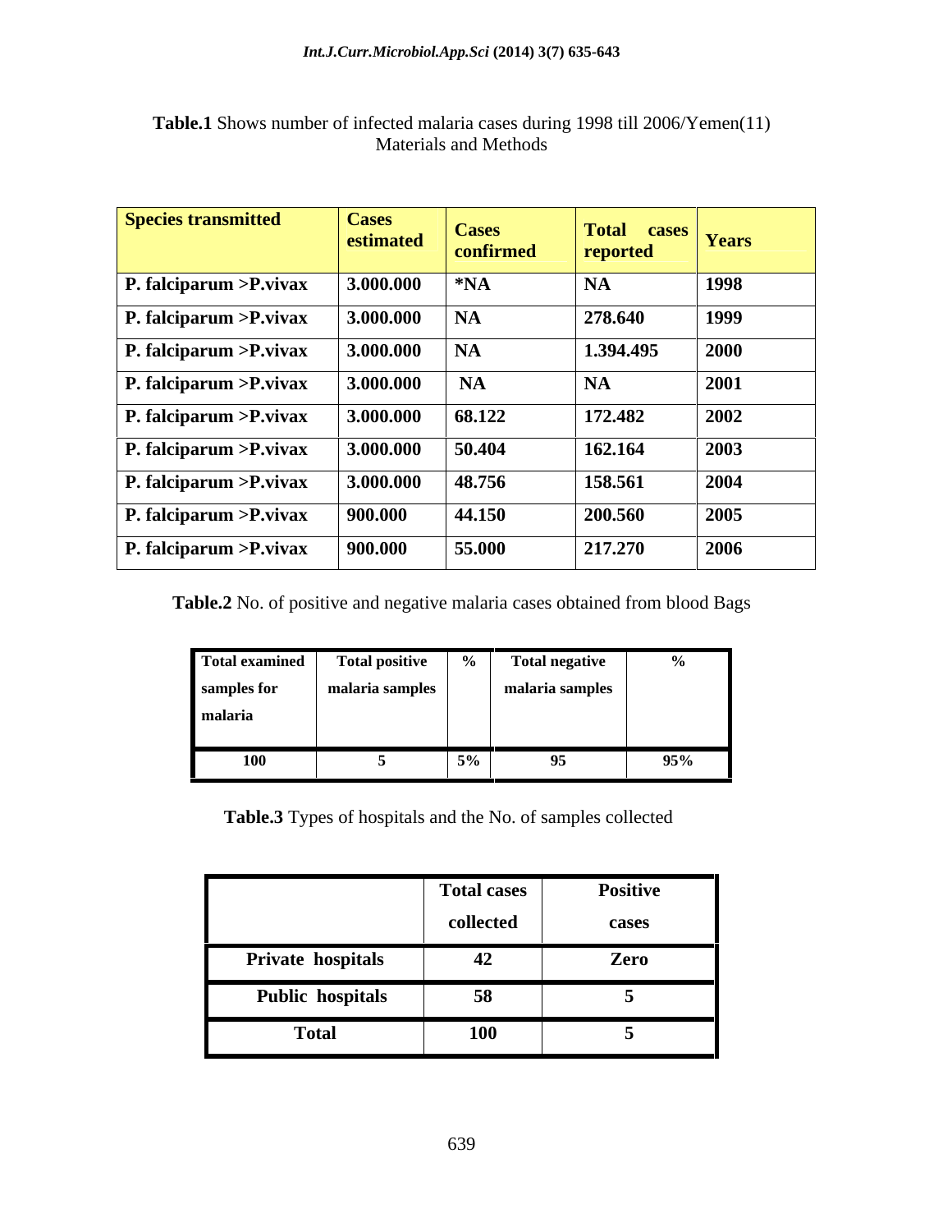**Table.1** Shows number of infected malaria cases during 1998 till 2006/Yemen(11)
Materials and Methods

| Species transmitted | Cases estimated | Cases confirmed | Total cases reported | Years |
|---|---|---|---|---|
| P. falciparum >P.vivax | 3.000.000 | *NA | NA | 1998 |
| P. falciparum >P.vivax | 3.000.000 | NA | 278.640 | 1999 |
| P. falciparum >P.vivax | 3.000.000 | NA | 1.394.495 | 2000 |
| P. falciparum >P.vivax | 3.000.000 | NA | NA | 2001 |
| P. falciparum >P.vivax | 3.000.000 | 68.122 | 172.482 | 2002 |
| P. falciparum >P.vivax | 3.000.000 | 50.404 | 162.164 | 2003 |
| P. falciparum >P.vivax | 3.000.000 | 48.756 | 158.561 | 2004 |
| P. falciparum >P.vivax | 900.000 | 44.150 | 200.560 | 2005 |
| P. falciparum >P.vivax | 900.000 | 55.000 | 217.270 | 2006 |

**Table.2** No. of positive and negative malaria cases obtained from blood Bags

| Total examined samples for malaria | Total positive malaria samples | % | Total negative malaria samples | % |
|---|---|---|---|---|
| 100 | 5 | 5% | 95 | 95% |

**Table.3** Types of hospitals and the No. of samples collected

| | Total cases collected | Positive cases |
|---|---|---|
| Private hospitals | 42 | Zero |
| Public hospitals | 58 | 5 |
| Total | 100 | 5 |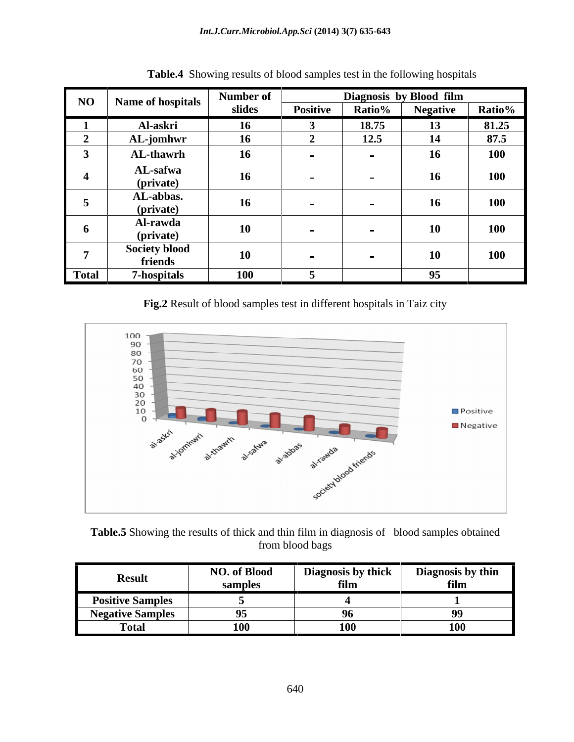**Table.4** Showing results of blood samples test in the following hospitals

| NO | Name of hospitals | Number of slides | Diagnosis by Blood film | | | |
|---|---|---|---|---|---|---|
| | | | Positive | Ratio% | Negative | Ratio% |
| 1 | Al-askri | 16 | 3 | 18.75 | 13 | 81.25 |
| 2 | AL-jomhwr | 16 | 2 | 12.5 | 14 | 87.5 |
| 3 | AL-thawrh | 16 | - | - | 16 | 100 |
| 4 | AL-safwa (private) | 16 | - | - | 16 | 100 |
| 5 | AL-abbas. (private) | 16 | - | - | 16 | 100 |
| 6 | Al-rawda (private) | 10 | - | - | 10 | 100 |
| 7 | Society blood friends | 10 | - | - | 10 | 100 |
| Total | 7-hospitals | 100 | 5 | | 95 | |

**Fig.2** Result of blood samples test in different hospitals in Taiz city

**Table.5** Showing the results of thick and thin film in diagnosis of blood samples obtained from blood bags

| Result | NO. of Blood samples | Diagnosis by thick film | Diagnosis by thin film |
|---|---|---|---|
| Positive Samples | 5 | 4 | 1 |
| Negative Samples | 95 | 96 | 99 |
| Total | 100 | 100 | 100 |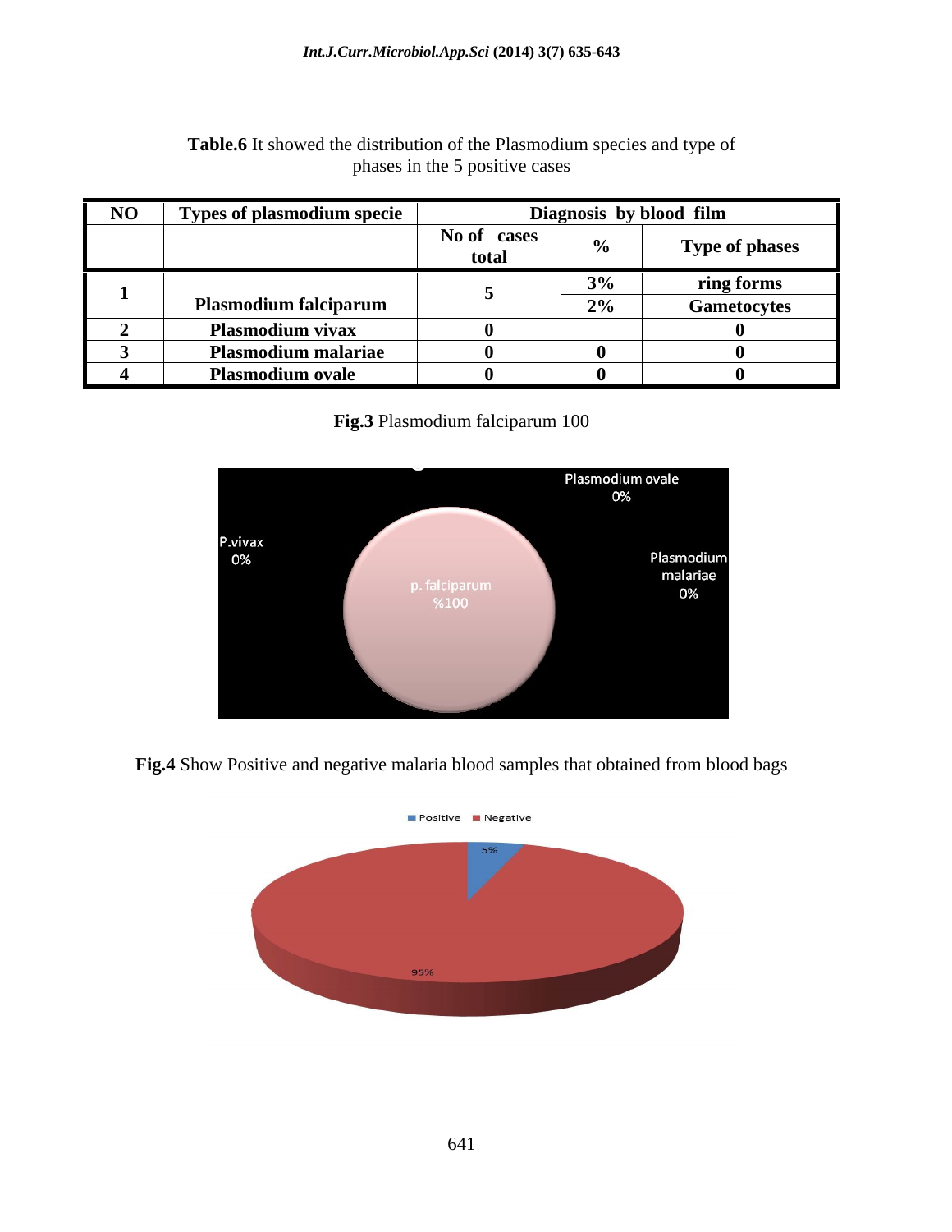**Table.6** It showed the distribution of the Plasmodium species and type of phases in the 5 positive cases

| NO | Types of plasmodium specie | Diagnosis by blood film | | |
|---|---|---|---|---|
| | | No of cases total | % | Type of phases |
| 1 | Plasmodium falciparum | 5 | 3% | ring forms |
| | | | 2% | Gametocytes |
| 2 | Plasmodium vivax | 0 | | 0 |
| 3 | Plasmodium malariae | 0 | 0 | 0 |
| 4 | Plasmodium ovale | 0 | 0 | 0 |

**Fig.3** Plasmodium falciparum 100

**Fig.4** Show Positive and negative malaria blood samples that obtained from blood bags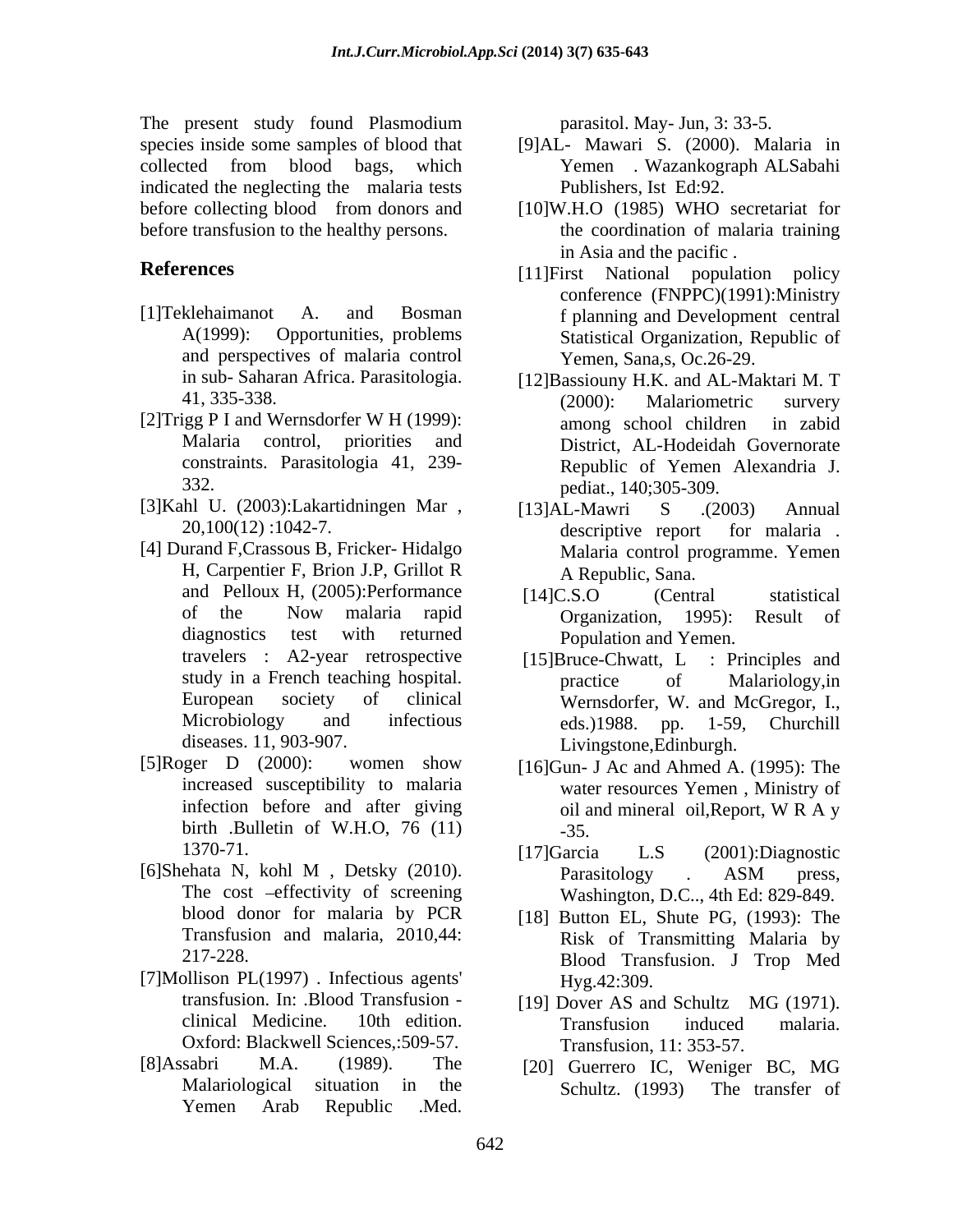The present study found Plasmodium species inside some samples of blood that collected from blood bags, which indicated the neglecting the malaria tests before collecting blood from donors and before transfusion to the healthy persons.

## References

[1]Teklehaimanot A. and Bosman A(1999): Opportunities, problems and perspectives of malaria control in sub- Saharan Africa. Parasitologia. 41, 335-338.

[2]Trigg P I and Wernsdorfer W H (1999): Malaria control, priorities and constraints. Parasitologia 41, 239-332.

[3]Kahl U. (2003):Lakartidningen Mar , 20,100(12) :1042-7.

[4] Durand F,Crassous B, Fricker- Hidalgo H, Carpentier F, Brion J.P, Grillot R and Pelloux H, (2005):Performance of the Now malaria rapid diagnostics test with returned travelers : A2-year retrospective study in a French teaching hospital. European society of clinical Microbiology and infectious diseases. 11, 903-907.

[5]Roger D (2000): women show increased susceptibility to malaria infection before and after giving birth .Bulletin of W.H.O, 76 (11) 1370-71.

[6]Shehata N, kohl M , Detsky (2010). The cost –effectivity of screening blood donor for malaria by PCR Transfusion and malaria, 2010,44: 217-228.

[7]Mollison PL(1997) . Infectious agents' transfusion. In: .Blood Transfusion - clinical Medicine. 10th edition. Oxford: Blackwell Sciences,:509-57.

[8]Assabri M.A. (1989). The Malariological situation in the Yemen Arab Republic .Med. parasitol. May- Jun, 3: 33-5.

[9]AL- Mawari S. (2000). Malaria in Yemen . Wazankograph ALSabahi Publishers, Ist Ed:92.

[10]W.H.O (1985) WHO secretariat for the coordination of malaria training in Asia and the pacific .

[11]First National population policy conference (FNPPC)(1991):Ministry f planning and Development central Statistical Organization, Republic of Yemen, Sana,s, Oc.26-29.

[12]Bassiouny H.K. and AL-Maktari M. T (2000): Malariometric survery among school children in zabid District, AL-Hodeidah Governorate Republic of Yemen Alexandria J. pediat., 140;305-309.

[13]AL-Mawri S .(2003) Annual descriptive report for malaria . Malaria control programme. Yemen A Republic, Sana.

[14]C.S.O (Central statistical Organization, 1995): Result of Population and Yemen.

[15]Bruce-Chwatt, L : Principles and practice of Malariology,in Wernsdorfer, W. and McGregor, I., eds.)1988. pp. 1-59, Churchill Livingstone,Edinburgh.

[16]Gun- J Ac and Ahmed A. (1995): The water resources Yemen , Ministry of oil and mineral oil,Report, W R A y -35.

[17]Garcia L.S (2001):Diagnostic Parasitology . ASM press, Washington, D.C.., 4th Ed: 829-849.

[18] Button EL, Shute PG, (1993): The Risk of Transmitting Malaria by Blood Transfusion. J Trop Med Hyg.42:309.

[19] Dover AS and Schultz MG (1971). Transfusion induced malaria. Transfusion, 11: 353-57.

[20] Guerrero IC, Weniger BC, MG Schultz. (1993) The transfer of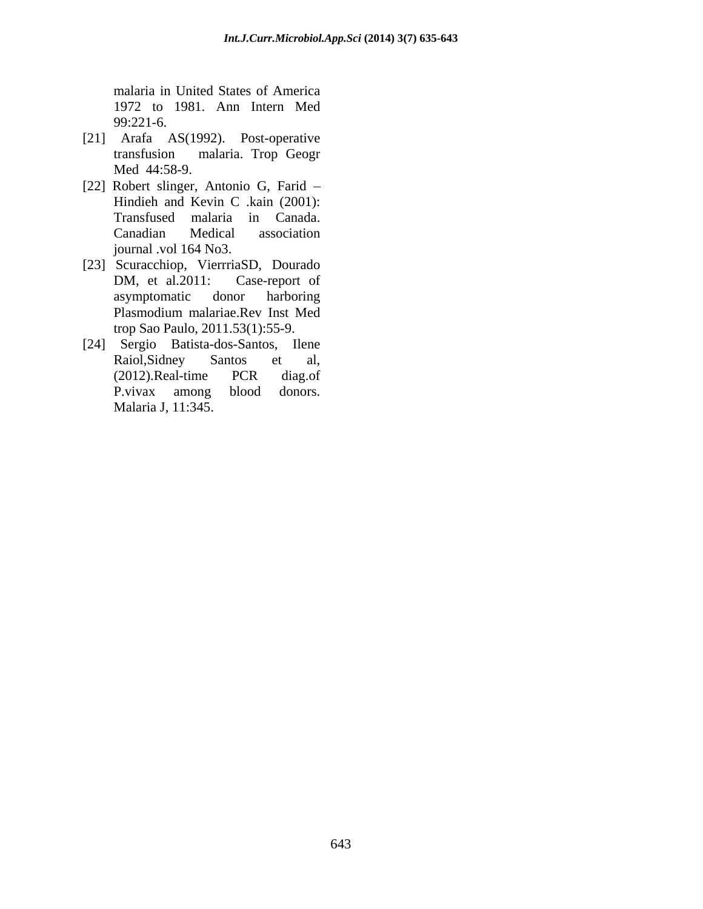malaria in United States of America 1972 to 1981. Ann Intern Med 99:221-6.

[21] Arafa AS(1992). Post-operative transfusion malaria. Trop Geogr Med 44:58-9.

[22] Robert slinger, Antonio G, Farid – Hindieh and Kevin C .kain (2001): Transfused malaria in Canada. Canadian Medical association journal .vol 164 No3.

[23] Scuracchiop, VierrriaSD, Dourado DM, et al.2011: Case-report of asymptomatic donor harboring Plasmodium malariae.Rev Inst Med trop Sao Paulo, 2011.53(1):55-9.

[24] Sergio Batista-dos-Santos, Ilene Raiol,Sidney Santos et al, (2012).Real-time PCR diag.of P.vivax among blood donors. Malaria J, 11:345.